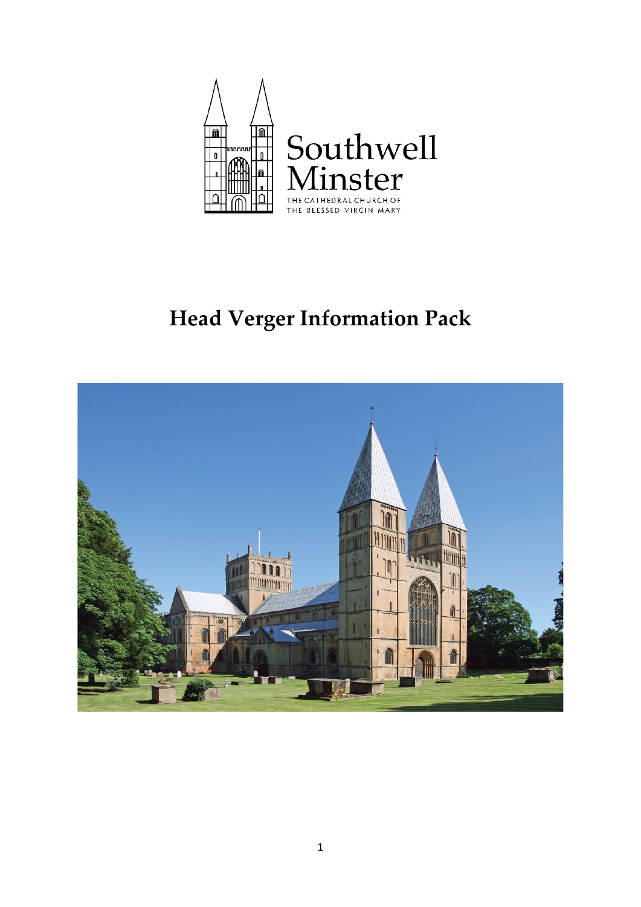Southwell Minster

THE CATHEDRAL CHURCH OF THE BLESSED VIRGIN MARY

# Head Verger Information Pack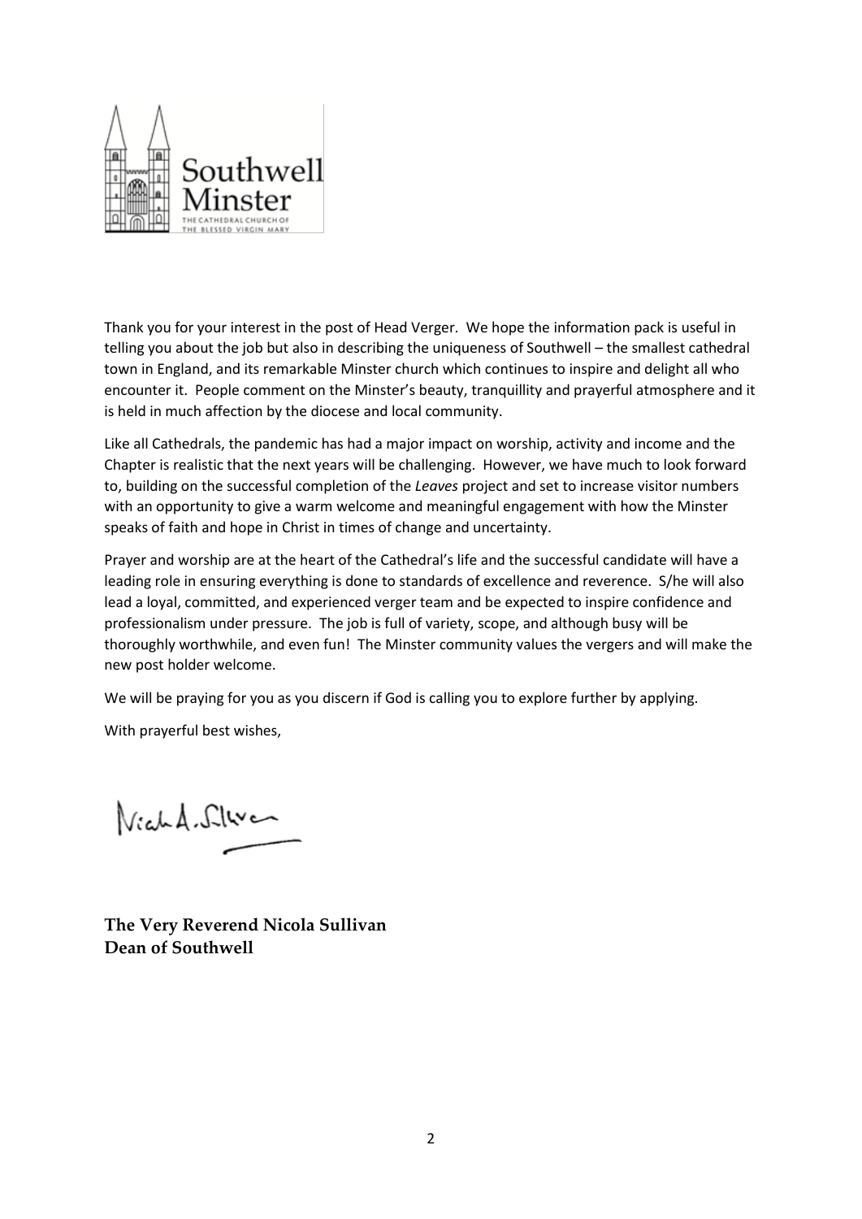Southwell Minster

THE CATHEDRAL CHURCH OF THE BLESSED VIRGIN MARY

Thank you for your interest in the post of Head Verger. We hope the information pack is useful in telling you about the job but also in describing the uniqueness of Southwell – the smallest cathedral town in England, and its remarkable Minster church which continues to inspire and delight all who encounter it. People comment on the Minster's beauty, tranquillity and prayerful atmosphere and it is held in much affection by the diocese and local community.

Like all Cathedrals, the pandemic has had a major impact on worship, activity and income and the Chapter is realistic that the next years will be challenging. However, we have much to look forward to, building on the successful completion of the *Leaves* project and set to increase visitor numbers with an opportunity to give a warm welcome and meaningful engagement with how the Minster speaks of faith and hope in Christ in times of change and uncertainty.

Prayer and worship are at the heart of the Cathedral's life and the successful candidate will have a leading role in ensuring everything is done to standards of excellence and reverence. S/he will also lead a loyal, committed, and experienced verger team and be expected to inspire confidence and professionalism under pressure. The job is full of variety, scope, and although busy will be thoroughly worthwhile, and even fun! The Minster community values the vergers and will make the new post holder welcome.

We will be praying for you as you discern if God is calling you to explore further by applying.

With prayerful best wishes,

**The Very Reverend Nicola Sullivan**
**Dean of Southwell**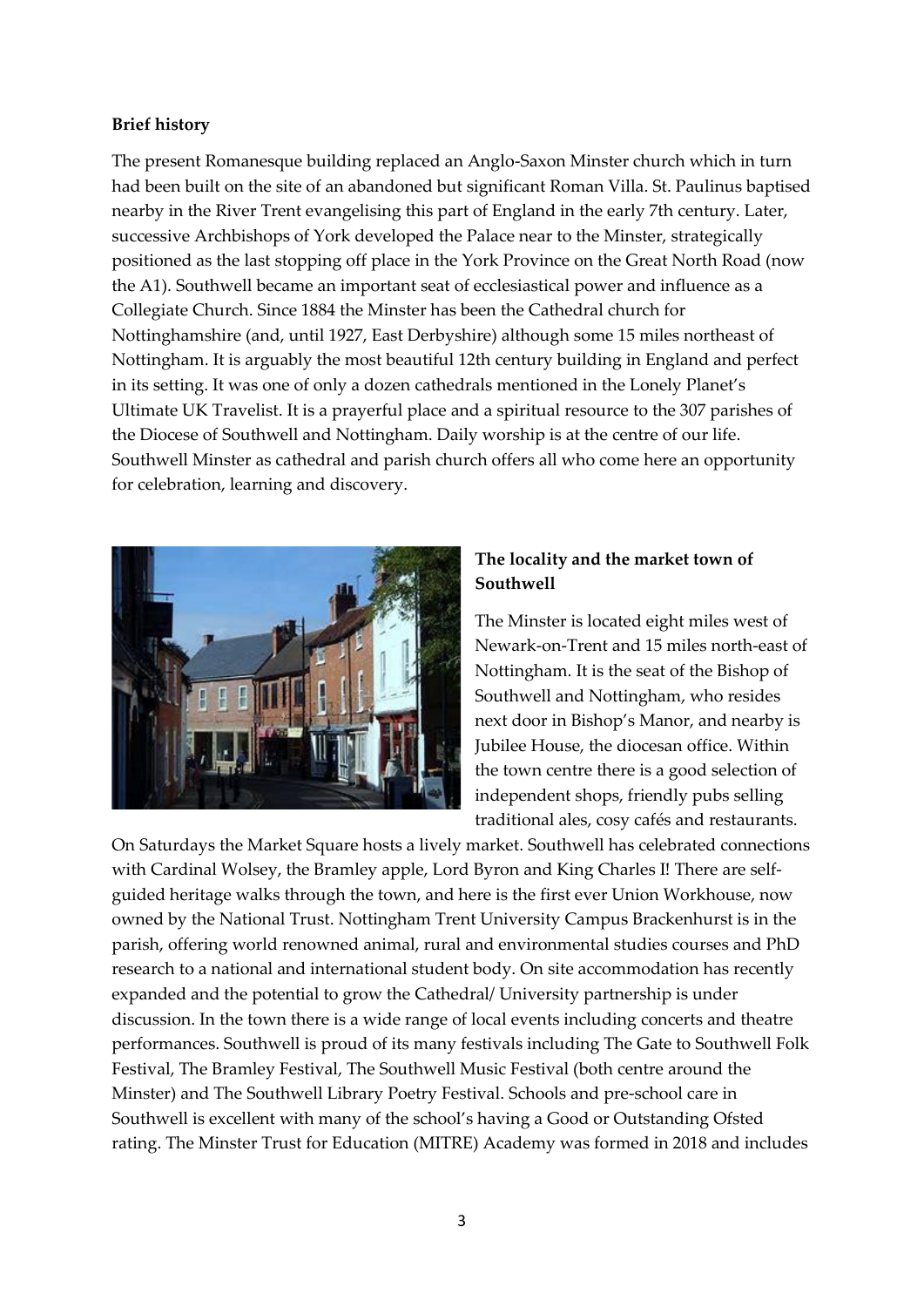**Brief history**

The present Romanesque building replaced an Anglo-Saxon Minster church which in turn had been built on the site of an abandoned but significant Roman Villa. St. Paulinus baptised nearby in the River Trent evangelising this part of England in the early 7th century. Later, successive Archbishops of York developed the Palace near to the Minster, strategically positioned as the last stopping off place in the York Province on the Great North Road (now the A1). Southwell became an important seat of ecclesiastical power and influence as a Collegiate Church. Since 1884 the Minster has been the Cathedral church for Nottinghamshire (and, until 1927, East Derbyshire) although some 15 miles northeast of Nottingham. It is arguably the most beautiful 12th century building in England and perfect in its setting. It was one of only a dozen cathedrals mentioned in the Lonely Planet's Ultimate UK Travelist. It is a prayerful place and a spiritual resource to the 307 parishes of the Diocese of Southwell and Nottingham. Daily worship is at the centre of our life. Southwell Minster as cathedral and parish church offers all who come here an opportunity for celebration, learning and discovery.

**The locality and the market town of Southwell**

The Minster is located eight miles west of Newark-on-Trent and 15 miles north-east of Nottingham. It is the seat of the Bishop of Southwell and Nottingham, who resides next door in Bishop's Manor, and nearby is Jubilee House, the diocesan office. Within the town centre there is a good selection of independent shops, friendly pubs selling traditional ales, cosy cafés and restaurants. On Saturdays the Market Square hosts a lively market. Southwell has celebrated connections with Cardinal Wolsey, the Bramley apple, Lord Byron and King Charles I! There are self-guided heritage walks through the town, and here is the first ever Union Workhouse, now owned by the National Trust. Nottingham Trent University Campus Brackenhurst is in the parish, offering world renowned animal, rural and environmental studies courses and PhD research to a national and international student body. On site accommodation has recently expanded and the potential to grow the Cathedral/ University partnership is under discussion. In the town there is a wide range of local events including concerts and theatre performances. Southwell is proud of its many festivals including The Gate to Southwell Folk Festival, The Bramley Festival, The Southwell Music Festival (both centre around the Minster) and The Southwell Library Poetry Festival. Schools and pre-school care in Southwell is excellent with many of the school's having a Good or Outstanding Ofsted rating. The Minster Trust for Education (MITRE) Academy was formed in 2018 and includes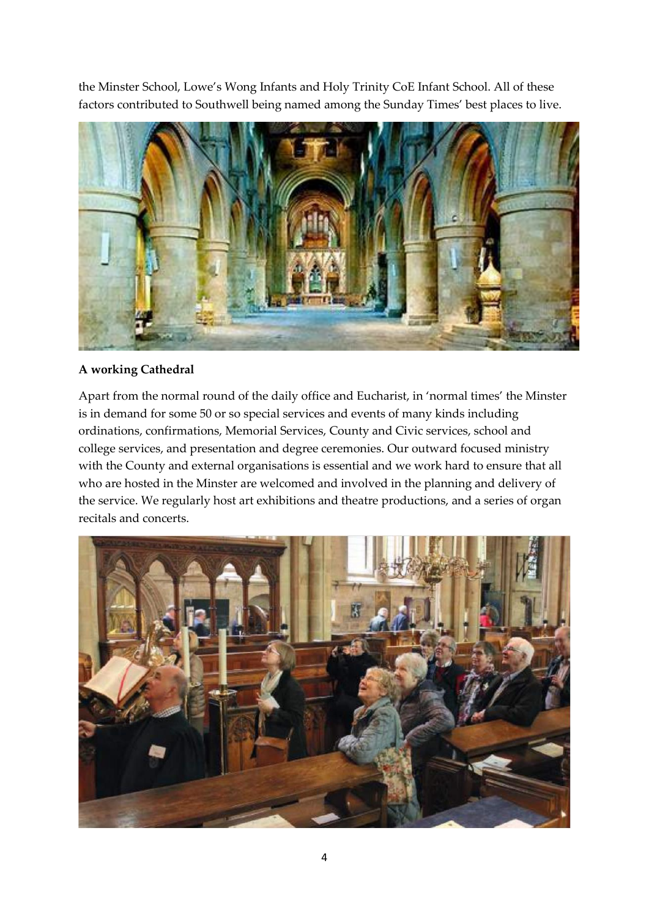the Minster School, Lowe's Wong Infants and Holy Trinity CoE Infant School. All of these factors contributed to Southwell being named among the Sunday Times' best places to live.

**A working Cathedral**

Apart from the normal round of the daily office and Eucharist, in 'normal times' the Minster is in demand for some 50 or so special services and events of many kinds including ordinations, confirmations, Memorial Services, County and Civic services, school and college services, and presentation and degree ceremonies. Our outward focused ministry with the County and external organisations is essential and we work hard to ensure that all who are hosted in the Minster are welcomed and involved in the planning and delivery of the service. We regularly host art exhibitions and theatre productions, and a series of organ recitals and concerts.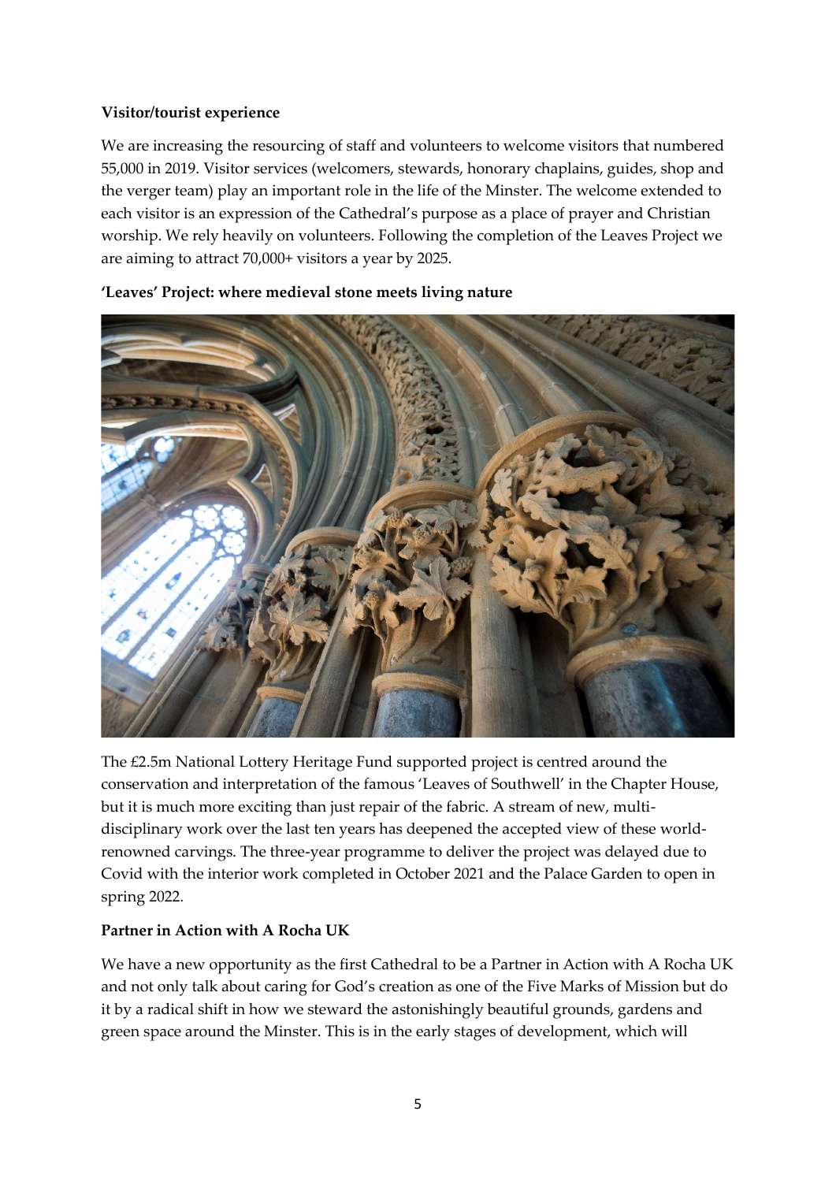**Visitor/tourist experience**

We are increasing the resourcing of staff and volunteers to welcome visitors that numbered 55,000 in 2019. Visitor services (welcomers, stewards, honorary chaplains, guides, shop and the verger team) play an important role in the life of the Minster. The welcome extended to each visitor is an expression of the Cathedral's purpose as a place of prayer and Christian worship. We rely heavily on volunteers. Following the completion of the Leaves Project we are aiming to attract 70,000+ visitors a year by 2025.

**'Leaves' Project: where medieval stone meets living nature**

The £2.5m National Lottery Heritage Fund supported project is centred around the conservation and interpretation of the famous 'Leaves of Southwell' in the Chapter House, but it is much more exciting than just repair of the fabric. A stream of new, multi-disciplinary work over the last ten years has deepened the accepted view of these world-renowned carvings. The three-year programme to deliver the project was delayed due to Covid with the interior work completed in October 2021 and the Palace Garden to open in spring 2022.

**Partner in Action with A Rocha UK**

We have a new opportunity as the first Cathedral to be a Partner in Action with A Rocha UK and not only talk about caring for God's creation as one of the Five Marks of Mission but do it by a radical shift in how we steward the astonishingly beautiful grounds, gardens and green space around the Minster. This is in the early stages of development, which will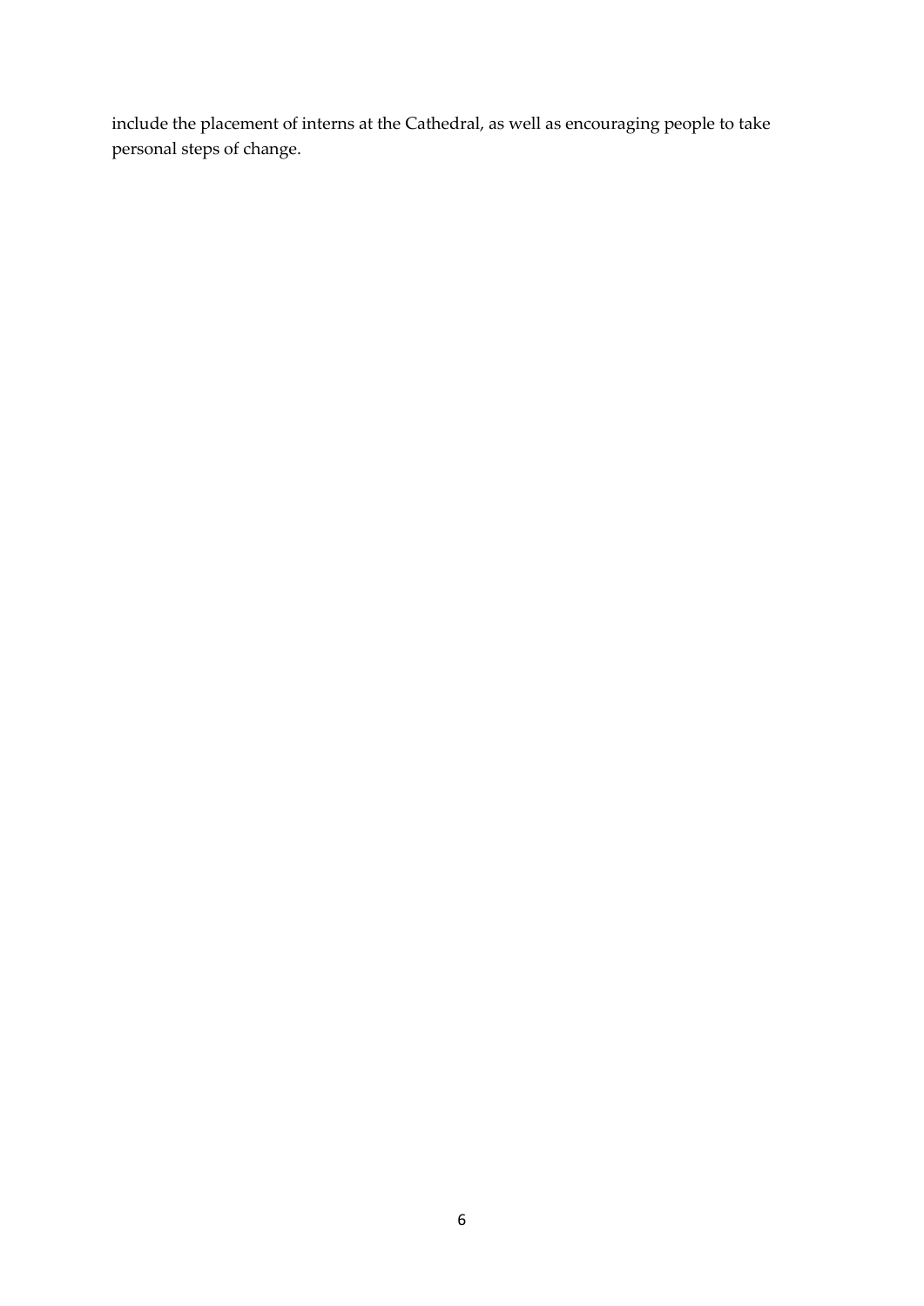include the placement of interns at the Cathedral, as well as encouraging people to take personal steps of change.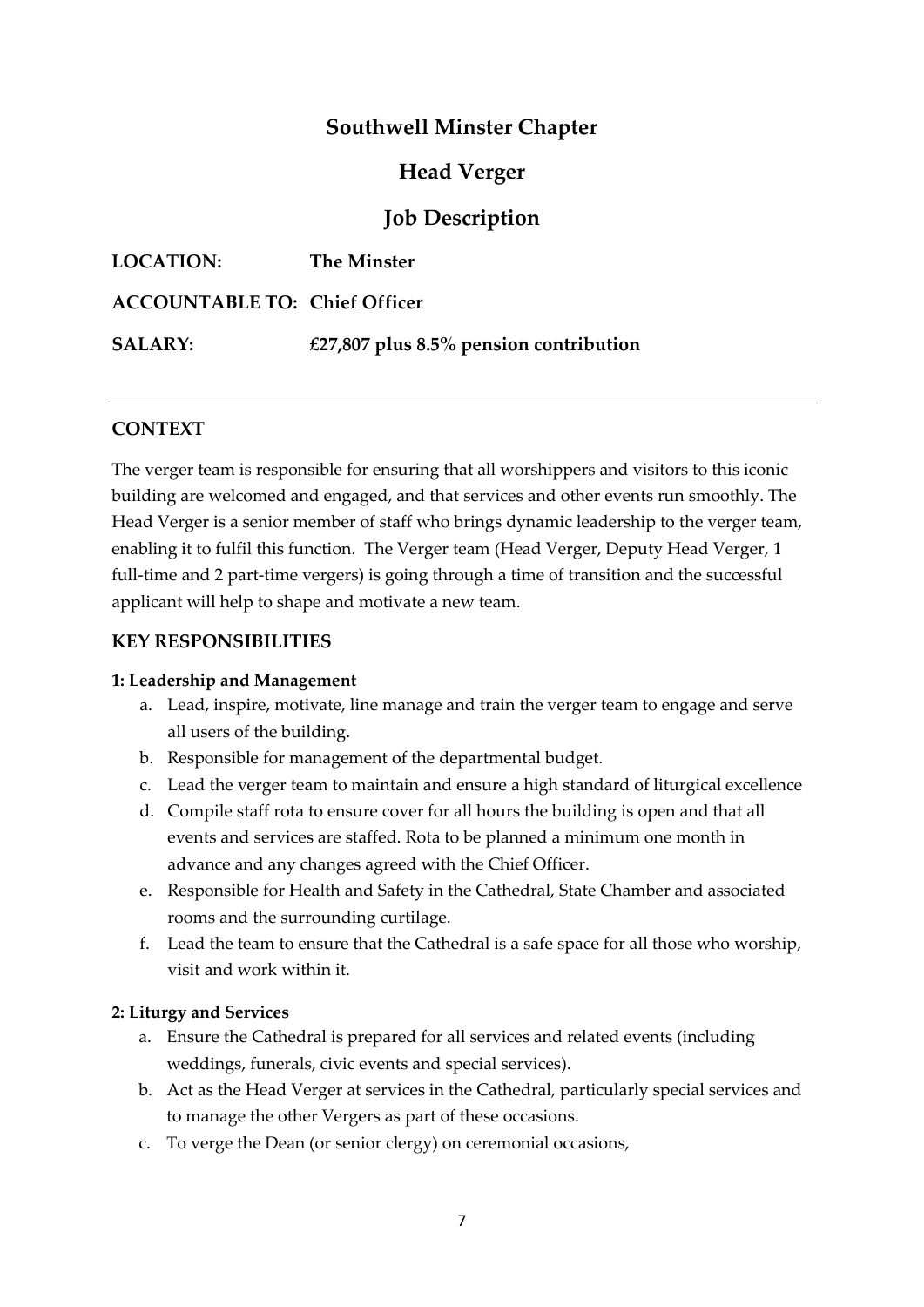# Southwell Minster Chapter

## Head Verger

## Job Description

**LOCATION:** **The Minster**

**ACCOUNTABLE TO:** **Chief Officer**

**SALARY:** **£27,807 plus 8.5% pension contribution**

---

### CONTEXT

The verger team is responsible for ensuring that all worshippers and visitors to this iconic building are welcomed and engaged, and that services and other events run smoothly. The Head Verger is a senior member of staff who brings dynamic leadership to the verger team, enabling it to fulfil this function. The Verger team (Head Verger, Deputy Head Verger, 1 full-time and 2 part-time vergers) is going through a time of transition and the successful applicant will help to shape and motivate a new team.

### KEY RESPONSIBILITIES

**1: Leadership and Management**

a. Lead, inspire, motivate, line manage and train the verger team to engage and serve all users of the building.
b. Responsible for management of the departmental budget.
c. Lead the verger team to maintain and ensure a high standard of liturgical excellence
d. Compile staff rota to ensure cover for all hours the building is open and that all events and services are staffed. Rota to be planned a minimum one month in advance and any changes agreed with the Chief Officer.
e. Responsible for Health and Safety in the Cathedral, State Chamber and associated rooms and the surrounding curtilage.
f. Lead the team to ensure that the Cathedral is a safe space for all those who worship, visit and work within it.

**2: Liturgy and Services**

a. Ensure the Cathedral is prepared for all services and related events (including weddings, funerals, civic events and special services).
b. Act as the Head Verger at services in the Cathedral, particularly special services and to manage the other Vergers as part of these occasions.
c. To verge the Dean (or senior clergy) on ceremonial occasions,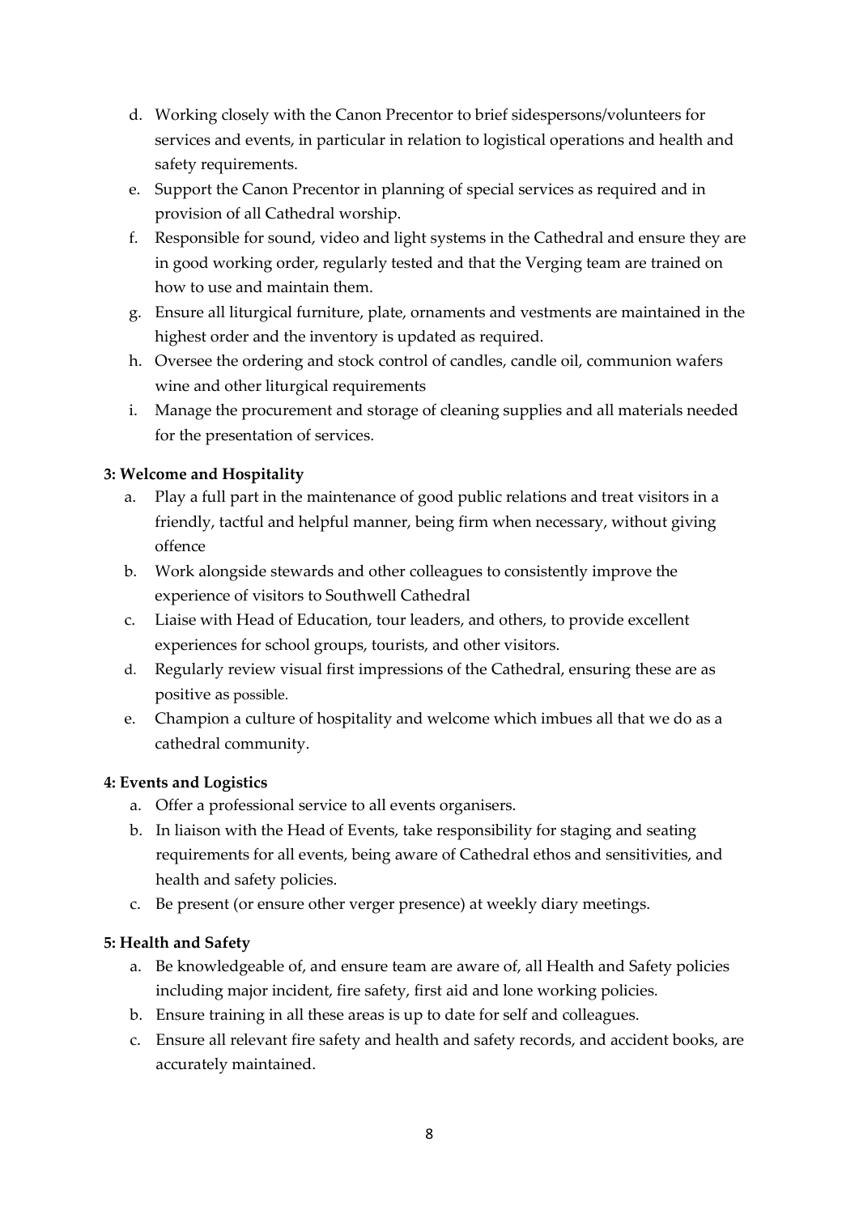d. Working closely with the Canon Precentor to brief sidespersons/volunteers for services and events, in particular in relation to logistical operations and health and safety requirements.
e. Support the Canon Precentor in planning of special services as required and in provision of all Cathedral worship.
f. Responsible for sound, video and light systems in the Cathedral and ensure they are in good working order, regularly tested and that the Verging team are trained on how to use and maintain them.
g. Ensure all liturgical furniture, plate, ornaments and vestments are maintained in the highest order and the inventory is updated as required.
h. Oversee the ordering and stock control of candles, candle oil, communion wafers wine and other liturgical requirements
i. Manage the procurement and storage of cleaning supplies and all materials needed for the presentation of services.

**3: Welcome and Hospitality**

a. Play a full part in the maintenance of good public relations and treat visitors in a friendly, tactful and helpful manner, being firm when necessary, without giving offence
b. Work alongside stewards and other colleagues to consistently improve the experience of visitors to Southwell Cathedral
c. Liaise with Head of Education, tour leaders, and others, to provide excellent experiences for school groups, tourists, and other visitors.
d. Regularly review visual first impressions of the Cathedral, ensuring these are as positive as possible.
e. Champion a culture of hospitality and welcome which imbues all that we do as a cathedral community.

**4: Events and Logistics**

a. Offer a professional service to all events organisers.
b. In liaison with the Head of Events, take responsibility for staging and seating requirements for all events, being aware of Cathedral ethos and sensitivities, and health and safety policies.
c. Be present (or ensure other verger presence) at weekly diary meetings.

**5: Health and Safety**

a. Be knowledgeable of, and ensure team are aware of, all Health and Safety policies including major incident, fire safety, first aid and lone working policies.
b. Ensure training in all these areas is up to date for self and colleagues.
c. Ensure all relevant fire safety and health and safety records, and accident books, are accurately maintained.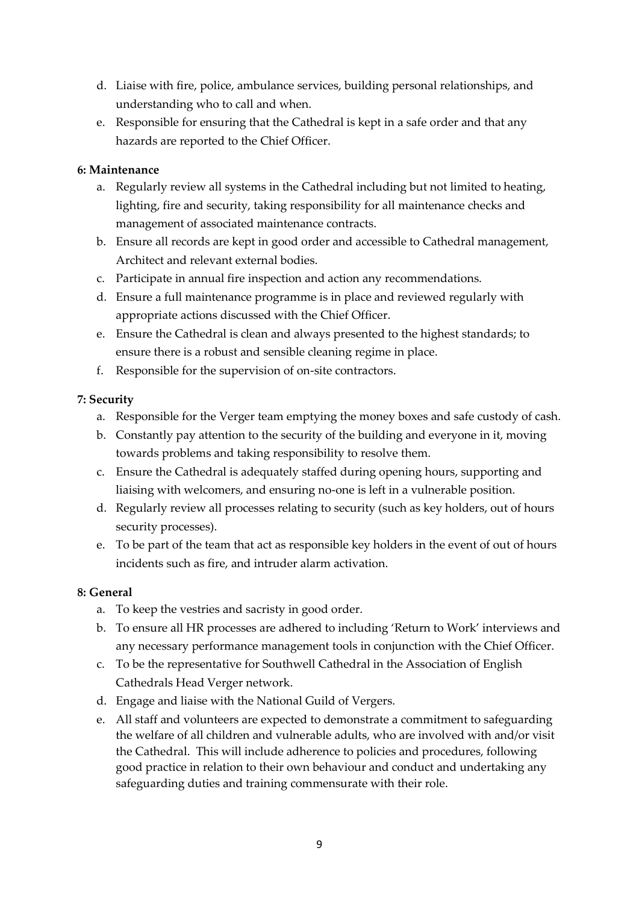d. Liaise with fire, police, ambulance services, building personal relationships, and understanding who to call and when.
e. Responsible for ensuring that the Cathedral is kept in a safe order and that any hazards are reported to the Chief Officer.

**6: Maintenance**

a. Regularly review all systems in the Cathedral including but not limited to heating, lighting, fire and security, taking responsibility for all maintenance checks and management of associated maintenance contracts.
b. Ensure all records are kept in good order and accessible to Cathedral management, Architect and relevant external bodies.
c. Participate in annual fire inspection and action any recommendations.
d. Ensure a full maintenance programme is in place and reviewed regularly with appropriate actions discussed with the Chief Officer.
e. Ensure the Cathedral is clean and always presented to the highest standards; to ensure there is a robust and sensible cleaning regime in place.
f. Responsible for the supervision of on-site contractors.

**7: Security**

a. Responsible for the Verger team emptying the money boxes and safe custody of cash.
b. Constantly pay attention to the security of the building and everyone in it, moving towards problems and taking responsibility to resolve them.
c. Ensure the Cathedral is adequately staffed during opening hours, supporting and liaising with welcomers, and ensuring no-one is left in a vulnerable position.
d. Regularly review all processes relating to security (such as key holders, out of hours security processes).
e. To be part of the team that act as responsible key holders in the event of out of hours incidents such as fire, and intruder alarm activation.

**8: General**

a. To keep the vestries and sacristy in good order.
b. To ensure all HR processes are adhered to including 'Return to Work' interviews and any necessary performance management tools in conjunction with the Chief Officer.
c. To be the representative for Southwell Cathedral in the Association of English Cathedrals Head Verger network.
d. Engage and liaise with the National Guild of Vergers.
e. All staff and volunteers are expected to demonstrate a commitment to safeguarding the welfare of all children and vulnerable adults, who are involved with and/or visit the Cathedral. This will include adherence to policies and procedures, following good practice in relation to their own behaviour and conduct and undertaking any safeguarding duties and training commensurate with their role.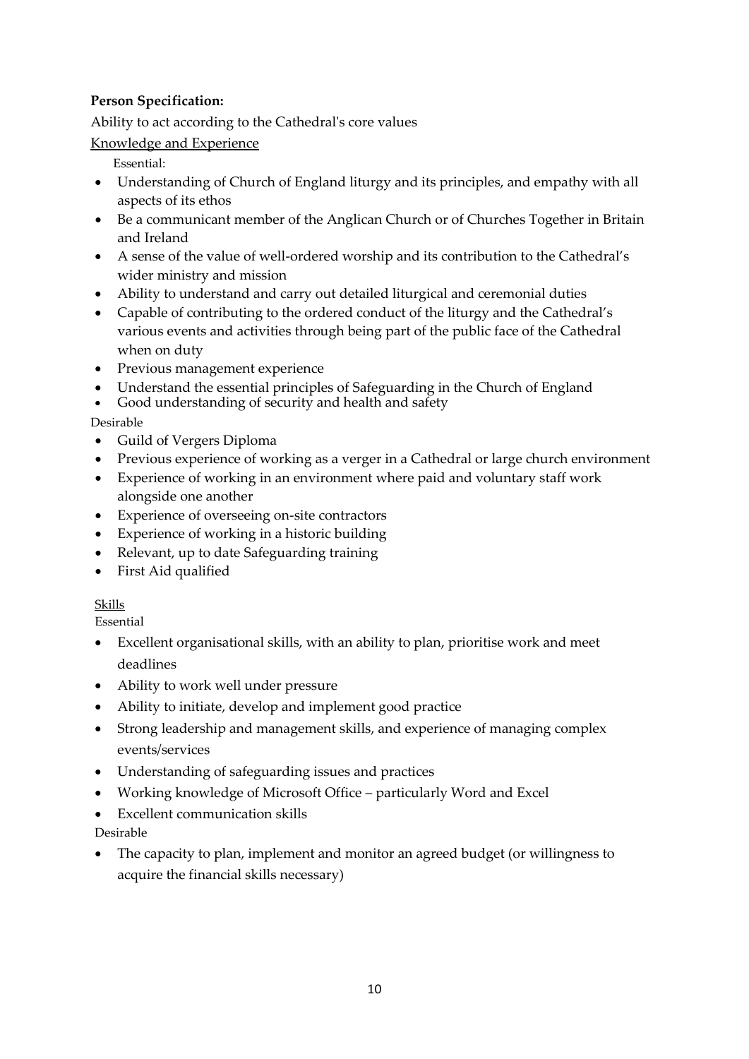**Person Specification:**

Ability to act according to the Cathedral's core values

Knowledge and Experience

Essential:

- Understanding of Church of England liturgy and its principles, and empathy with all aspects of its ethos
- Be a communicant member of the Anglican Church or of Churches Together in Britain and Ireland
- A sense of the value of well-ordered worship and its contribution to the Cathedral's wider ministry and mission
- Ability to understand and carry out detailed liturgical and ceremonial duties
- Capable of contributing to the ordered conduct of the liturgy and the Cathedral's various events and activities through being part of the public face of the Cathedral when on duty
- Previous management experience
- Understand the essential principles of Safeguarding in the Church of England
- Good understanding of security and health and safety

Desirable

- Guild of Vergers Diploma
- Previous experience of working as a verger in a Cathedral or large church environment
- Experience of working in an environment where paid and voluntary staff work alongside one another
- Experience of overseeing on-site contractors
- Experience of working in a historic building
- Relevant, up to date Safeguarding training
- First Aid qualified

Skills

Essential

- Excellent organisational skills, with an ability to plan, prioritise work and meet deadlines
- Ability to work well under pressure
- Ability to initiate, develop and implement good practice
- Strong leadership and management skills, and experience of managing complex events/services
- Understanding of safeguarding issues and practices
- Working knowledge of Microsoft Office – particularly Word and Excel
- Excellent communication skills

Desirable

- The capacity to plan, implement and monitor an agreed budget (or willingness to acquire the financial skills necessary)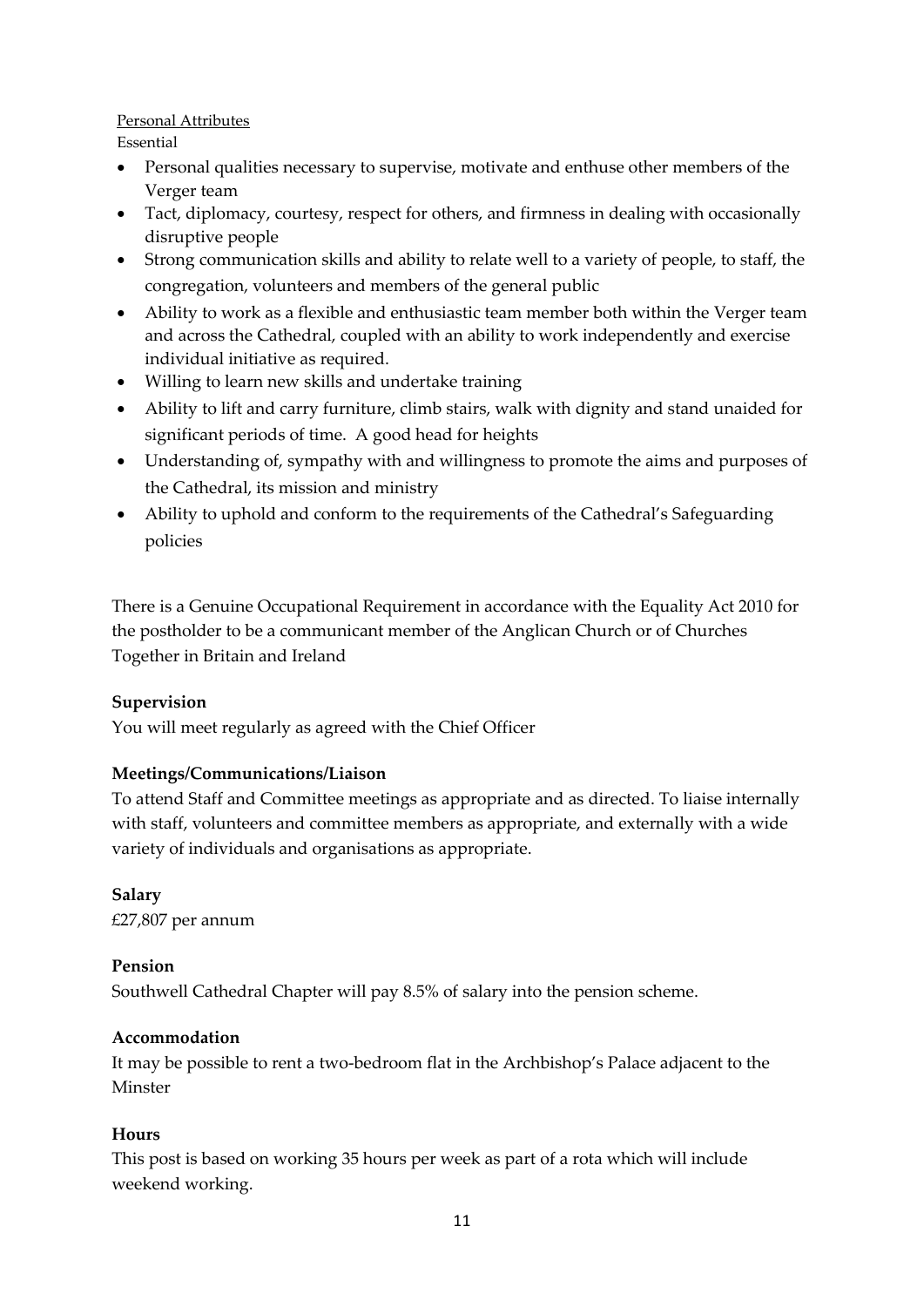Personal Attributes

Essential

- Personal qualities necessary to supervise, motivate and enthuse other members of the Verger team
- Tact, diplomacy, courtesy, respect for others, and firmness in dealing with occasionally disruptive people
- Strong communication skills and ability to relate well to a variety of people, to staff, the congregation, volunteers and members of the general public
- Ability to work as a flexible and enthusiastic team member both within the Verger team and across the Cathedral, coupled with an ability to work independently and exercise individual initiative as required.
- Willing to learn new skills and undertake training
- Ability to lift and carry furniture, climb stairs, walk with dignity and stand unaided for significant periods of time. A good head for heights
- Understanding of, sympathy with and willingness to promote the aims and purposes of the Cathedral, its mission and ministry
- Ability to uphold and conform to the requirements of the Cathedral's Safeguarding policies

There is a Genuine Occupational Requirement in accordance with the Equality Act 2010 for the postholder to be a communicant member of the Anglican Church or of Churches Together in Britain and Ireland

**Supervision**

You will meet regularly as agreed with the Chief Officer

**Meetings/Communications/Liaison**

To attend Staff and Committee meetings as appropriate and as directed. To liaise internally with staff, volunteers and committee members as appropriate, and externally with a wide variety of individuals and organisations as appropriate.

**Salary**

£27,807 per annum

**Pension**

Southwell Cathedral Chapter will pay 8.5% of salary into the pension scheme.

**Accommodation**

It may be possible to rent a two-bedroom flat in the Archbishop's Palace adjacent to the Minster

**Hours**

This post is based on working 35 hours per week as part of a rota which will include weekend working.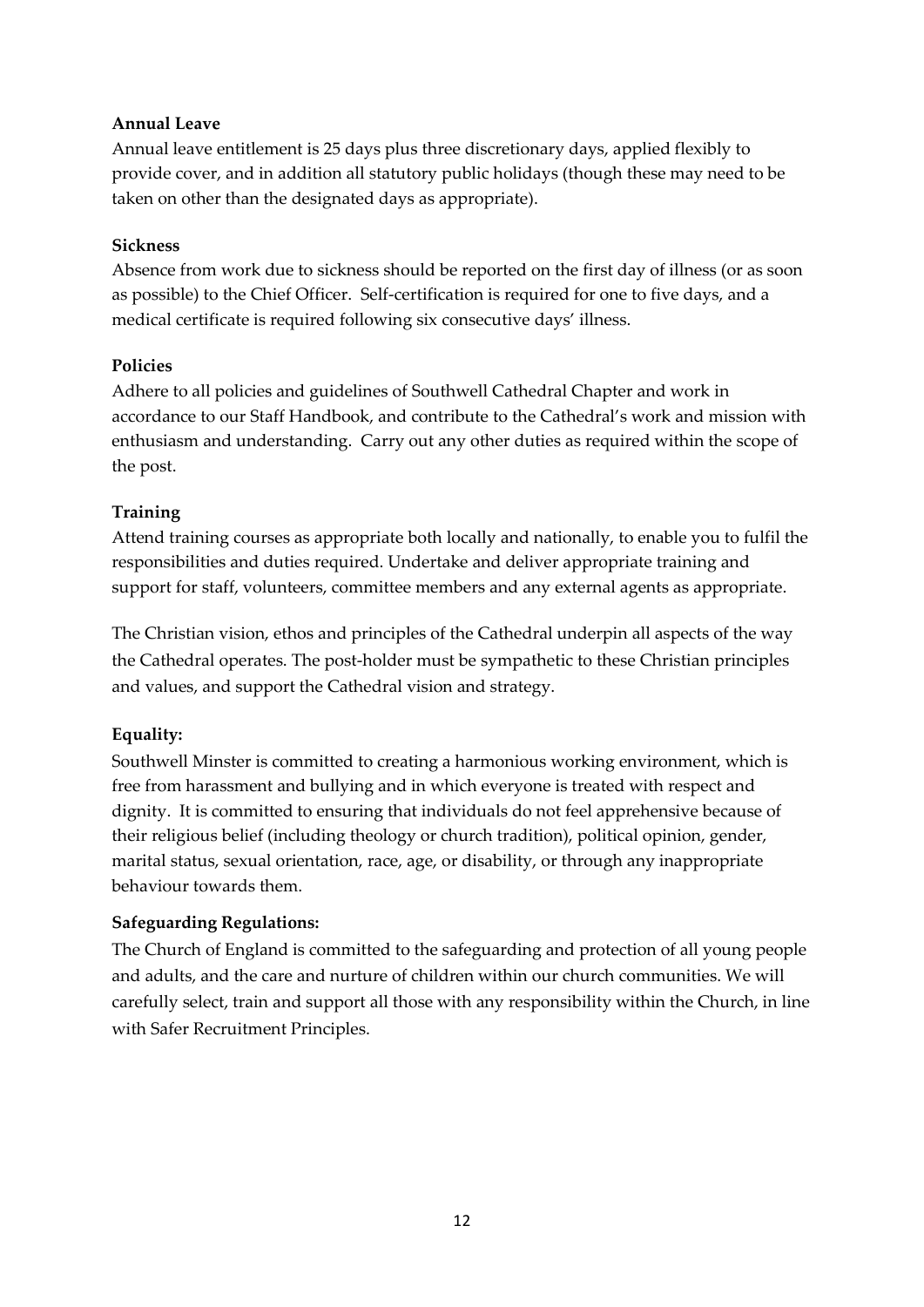**Annual Leave**

Annual leave entitlement is 25 days plus three discretionary days, applied flexibly to provide cover, and in addition all statutory public holidays (though these may need to be taken on other than the designated days as appropriate).

**Sickness**

Absence from work due to sickness should be reported on the first day of illness (or as soon as possible) to the Chief Officer. Self-certification is required for one to five days, and a medical certificate is required following six consecutive days' illness.

**Policies**

Adhere to all policies and guidelines of Southwell Cathedral Chapter and work in accordance to our Staff Handbook, and contribute to the Cathedral's work and mission with enthusiasm and understanding. Carry out any other duties as required within the scope of the post.

**Training**

Attend training courses as appropriate both locally and nationally, to enable you to fulfil the responsibilities and duties required. Undertake and deliver appropriate training and support for staff, volunteers, committee members and any external agents as appropriate.

The Christian vision, ethos and principles of the Cathedral underpin all aspects of the way the Cathedral operates. The post-holder must be sympathetic to these Christian principles and values, and support the Cathedral vision and strategy.

**Equality:**

Southwell Minster is committed to creating a harmonious working environment, which is free from harassment and bullying and in which everyone is treated with respect and dignity. It is committed to ensuring that individuals do not feel apprehensive because of their religious belief (including theology or church tradition), political opinion, gender, marital status, sexual orientation, race, age, or disability, or through any inappropriate behaviour towards them.

**Safeguarding Regulations:**

The Church of England is committed to the safeguarding and protection of all young people and adults, and the care and nurture of children within our church communities. We will carefully select, train and support all those with any responsibility within the Church, in line with Safer Recruitment Principles.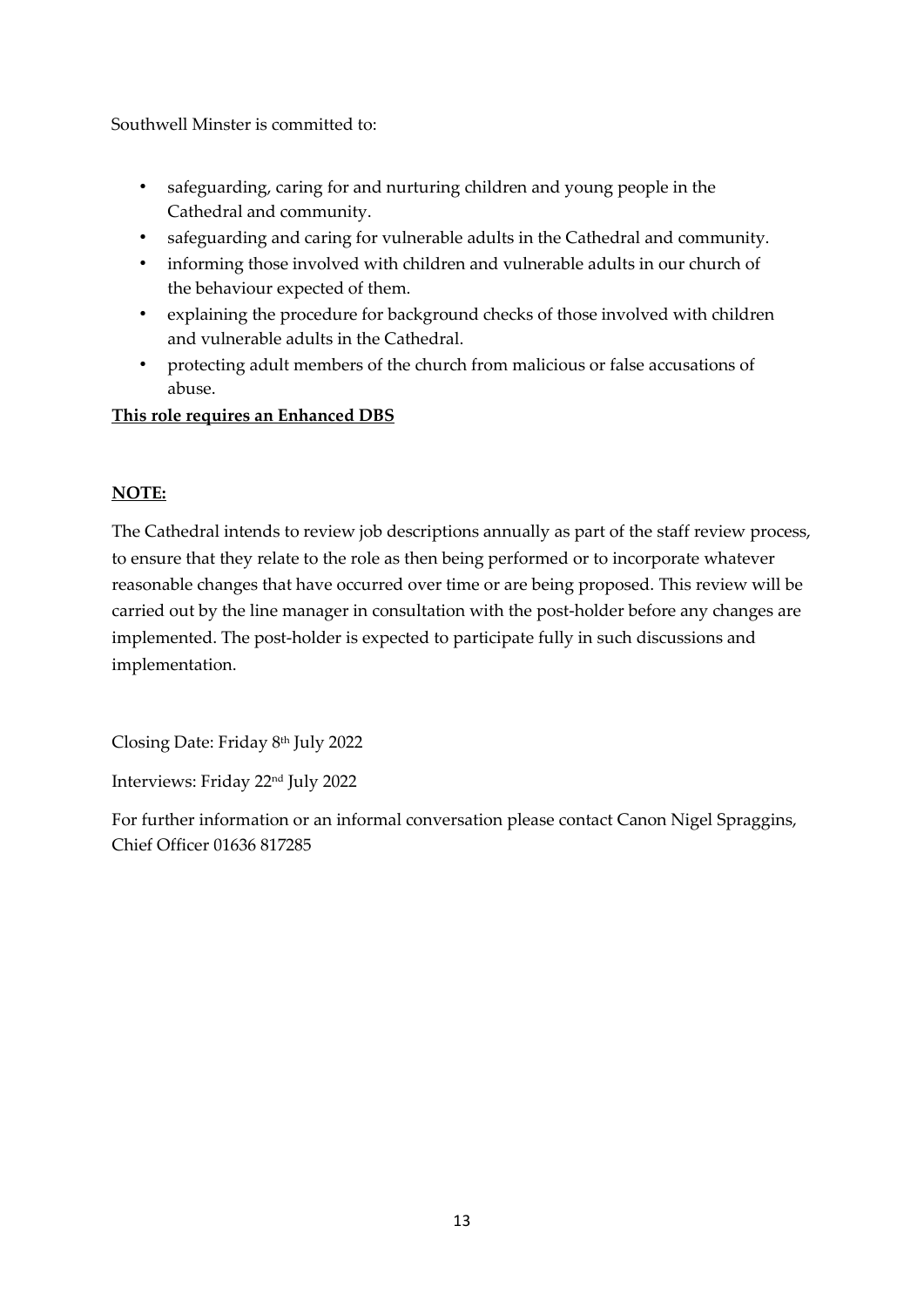Southwell Minster is committed to:

- safeguarding, caring for and nurturing children and young people in the Cathedral and community.
- safeguarding and caring for vulnerable adults in the Cathedral and community.
- informing those involved with children and vulnerable adults in our church of the behaviour expected of them.
- explaining the procedure for background checks of those involved with children and vulnerable adults in the Cathedral.
- protecting adult members of the church from malicious or false accusations of abuse.

**This role requires an Enhanced DBS**

**NOTE:**

The Cathedral intends to review job descriptions annually as part of the staff review process, to ensure that they relate to the role as then being performed or to incorporate whatever reasonable changes that have occurred over time or are being proposed. This review will be carried out by the line manager in consultation with the post-holder before any changes are implemented. The post-holder is expected to participate fully in such discussions and implementation.

Closing Date: Friday 8th July 2022

Interviews: Friday 22nd July 2022

For further information or an informal conversation please contact Canon Nigel Spraggins, Chief Officer 01636 817285